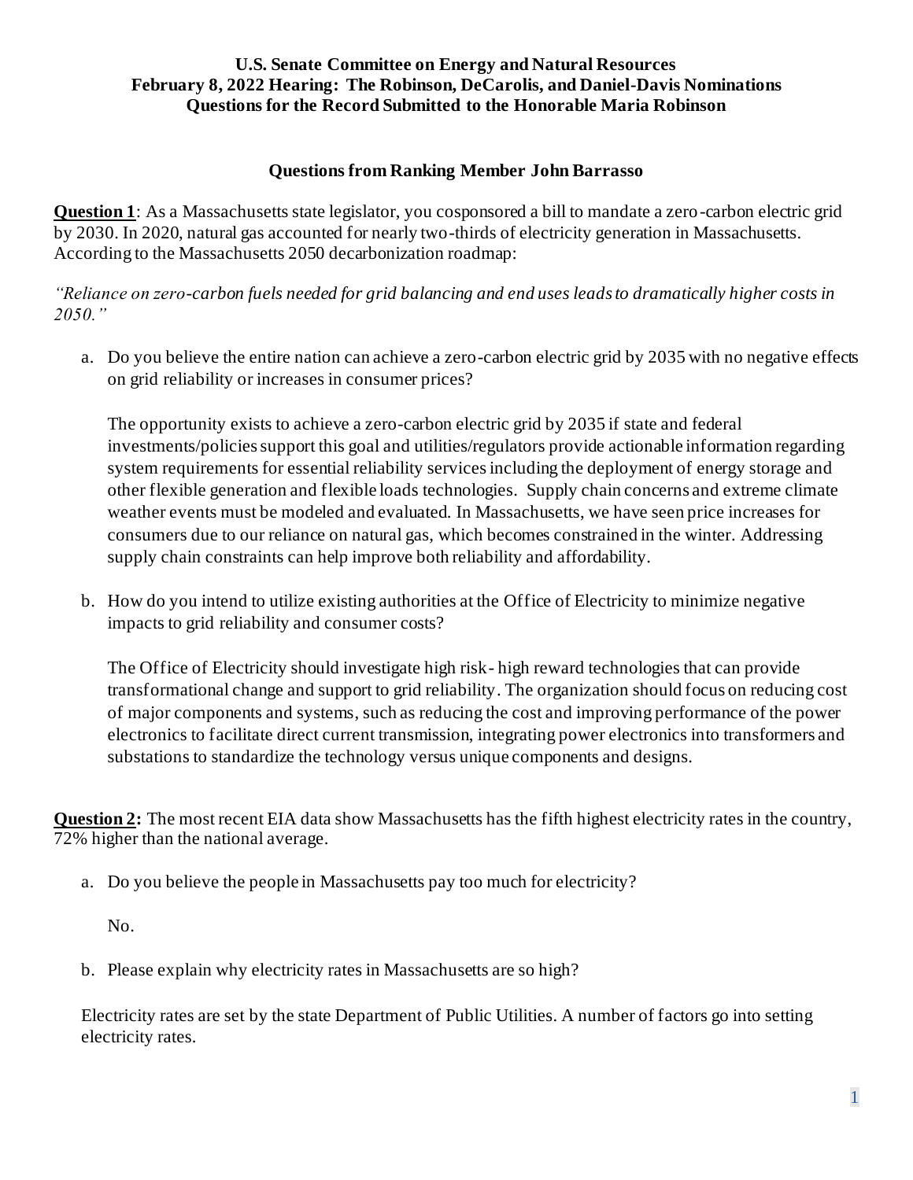**U.S. Senate Committee on Energy and Natural Resources**
**February 8, 2022 Hearing: The Robinson, DeCarolis, and Daniel-Davis Nominations**
**Questions for the Record Submitted to the Honorable Maria Robinson**

**Questions from Ranking Member John Barrasso**

**Question 1**: As a Massachusetts state legislator, you cosponsored a bill to mandate a zero-carbon electric grid by 2030. In 2020, natural gas accounted for nearly two-thirds of electricity generation in Massachusetts. According to the Massachusetts 2050 decarbonization roadmap:

*"Reliance on zero-carbon fuels needed for grid balancing and end uses leads to dramatically higher costs in 2050."*

a. Do you believe the entire nation can achieve a zero-carbon electric grid by 2035 with no negative effects on grid reliability or increases in consumer prices?

   The opportunity exists to achieve a zero-carbon electric grid by 2035 if state and federal investments/policies support this goal and utilities/regulators provide actionable information regarding system requirements for essential reliability services including the deployment of energy storage and other flexible generation and flexible loads technologies. Supply chain concerns and extreme climate weather events must be modeled and evaluated. In Massachusetts, we have seen price increases for consumers due to our reliance on natural gas, which becomes constrained in the winter. Addressing supply chain constraints can help improve both reliability and affordability.

b. How do you intend to utilize existing authorities at the Office of Electricity to minimize negative impacts to grid reliability and consumer costs?

   The Office of Electricity should investigate high risk- high reward technologies that can provide transformational change and support to grid reliability. The organization should focus on reducing cost of major components and systems, such as reducing the cost and improving performance of the power electronics to facilitate direct current transmission, integrating power electronics into transformers and substations to standardize the technology versus unique components and designs.

**Question 2:** The most recent EIA data show Massachusetts has the fifth highest electricity rates in the country, 72% higher than the national average.

a. Do you believe the people in Massachusetts pay too much for electricity?

   No.

b. Please explain why electricity rates in Massachusetts are so high?

Electricity rates are set by the state Department of Public Utilities. A number of factors go into setting electricity rates.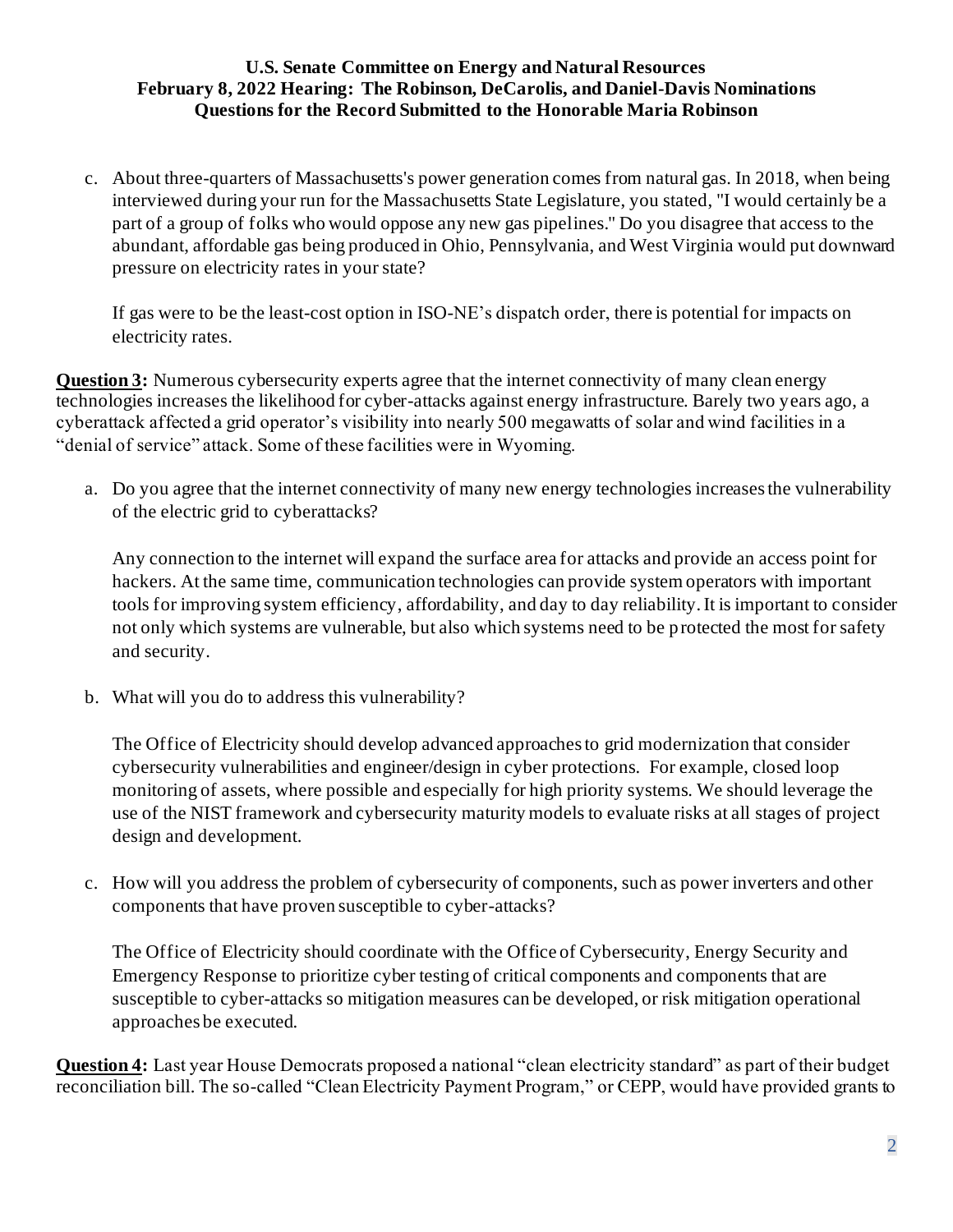c. About three-quarters of Massachusetts's power generation comes from natural gas. In 2018, when being interviewed during your run for the Massachusetts State Legislature, you stated, "I would certainly be a part of a group of folks who would oppose any new gas pipelines." Do you disagree that access to the abundant, affordable gas being produced in Ohio, Pennsylvania, and West Virginia would put downward pressure on electricity rates in your state?

   If gas were to be the least-cost option in ISO-NE's dispatch order, there is potential for impacts on electricity rates.

**Question 3:** Numerous cybersecurity experts agree that the internet connectivity of many clean energy technologies increases the likelihood for cyber-attacks against energy infrastructure. Barely two years ago, a cyberattack affected a grid operator's visibility into nearly 500 megawatts of solar and wind facilities in a "denial of service" attack. Some of these facilities were in Wyoming.

a. Do you agree that the internet connectivity of many new energy technologies increases the vulnerability of the electric grid to cyberattacks?

   Any connection to the internet will expand the surface area for attacks and provide an access point for hackers. At the same time, communication technologies can provide system operators with important tools for improving system efficiency, affordability, and day to day reliability. It is important to consider not only which systems are vulnerable, but also which systems need to be protected the most for safety and security.

b. What will you do to address this vulnerability?

   The Office of Electricity should develop advanced approaches to grid modernization that consider cybersecurity vulnerabilities and engineer/design in cyber protections. For example, closed loop monitoring of assets, where possible and especially for high priority systems. We should leverage the use of the NIST framework and cybersecurity maturity models to evaluate risks at all stages of project design and development.

c. How will you address the problem of cybersecurity of components, such as power inverters and other components that have proven susceptible to cyber-attacks?

   The Office of Electricity should coordinate with the Office of Cybersecurity, Energy Security and Emergency Response to prioritize cyber testing of critical components and components that are susceptible to cyber-attacks so mitigation measures can be developed, or risk mitigation operational approaches be executed.

**Question 4:** Last year House Democrats proposed a national "clean electricity standard" as part of their budget reconciliation bill. The so-called "Clean Electricity Payment Program," or CEPP, would have provided grants to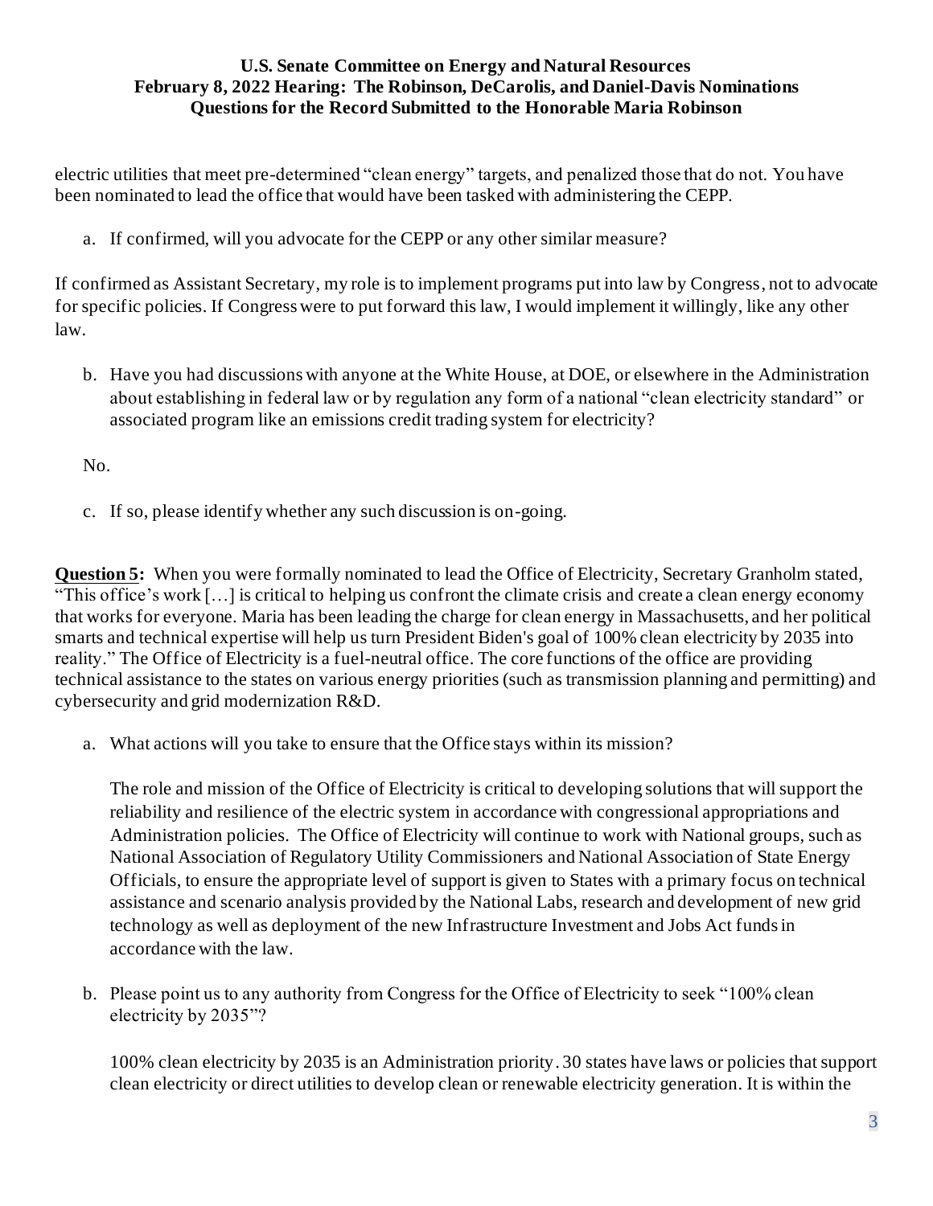electric utilities that meet pre-determined "clean energy" targets, and penalized those that do not. You have been nominated to lead the office that would have been tasked with administering the CEPP.

a. If confirmed, will you advocate for the CEPP or any other similar measure?

If confirmed as Assistant Secretary, my role is to implement programs put into law by Congress, not to advocate for specific policies. If Congress were to put forward this law, I would implement it willingly, like any other law.

b. Have you had discussions with anyone at the White House, at DOE, or elsewhere in the Administration about establishing in federal law or by regulation any form of a national "clean electricity standard" or associated program like an emissions credit trading system for electricity?

No.

c. If so, please identify whether any such discussion is on-going.

**Question 5:** When you were formally nominated to lead the Office of Electricity, Secretary Granholm stated, "This office's work […] is critical to helping us confront the climate crisis and create a clean energy economy that works for everyone. Maria has been leading the charge for clean energy in Massachusetts, and her political smarts and technical expertise will help us turn President Biden's goal of 100% clean electricity by 2035 into reality." The Office of Electricity is a fuel-neutral office. The core functions of the office are providing technical assistance to the states on various energy priorities (such as transmission planning and permitting) and cybersecurity and grid modernization R&D.

a. What actions will you take to ensure that the Office stays within its mission?

The role and mission of the Office of Electricity is critical to developing solutions that will support the reliability and resilience of the electric system in accordance with congressional appropriations and Administration policies. The Office of Electricity will continue to work with National groups, such as National Association of Regulatory Utility Commissioners and National Association of State Energy Officials, to ensure the appropriate level of support is given to States with a primary focus on technical assistance and scenario analysis provided by the National Labs, research and development of new grid technology as well as deployment of the new Infrastructure Investment and Jobs Act funds in accordance with the law.

b. Please point us to any authority from Congress for the Office of Electricity to seek "100% clean electricity by 2035"?

100% clean electricity by 2035 is an Administration priority. 30 states have laws or policies that support clean electricity or direct utilities to develop clean or renewable electricity generation. It is within the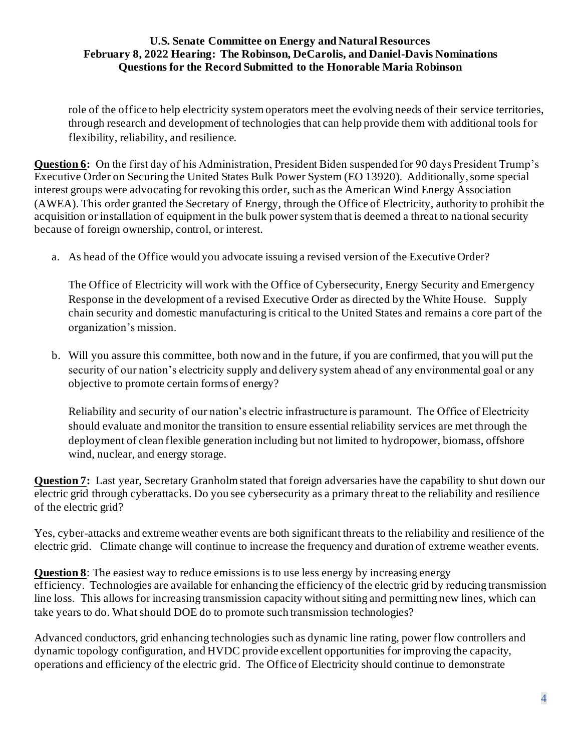role of the office to help electricity system operators meet the evolving needs of their service territories, through research and development of technologies that can help provide them with additional tools for flexibility, reliability, and resilience.

**Question 6:** On the first day of his Administration, President Biden suspended for 90 days President Trump's Executive Order on Securing the United States Bulk Power System (EO 13920). Additionally, some special interest groups were advocating for revoking this order, such as the American Wind Energy Association (AWEA). This order granted the Secretary of Energy, through the Office of Electricity, authority to prohibit the acquisition or installation of equipment in the bulk power system that is deemed a threat to national security because of foreign ownership, control, or interest.

a. As head of the Office would you advocate issuing a revised version of the Executive Order?

   The Office of Electricity will work with the Office of Cybersecurity, Energy Security and Emergency Response in the development of a revised Executive Order as directed by the White House. Supply chain security and domestic manufacturing is critical to the United States and remains a core part of the organization's mission.

b. Will you assure this committee, both now and in the future, if you are confirmed, that you will put the security of our nation's electricity supply and delivery system ahead of any environmental goal or any objective to promote certain forms of energy?

   Reliability and security of our nation's electric infrastructure is paramount. The Office of Electricity should evaluate and monitor the transition to ensure essential reliability services are met through the deployment of clean flexible generation including but not limited to hydropower, biomass, offshore wind, nuclear, and energy storage.

**Question 7:** Last year, Secretary Granholm stated that foreign adversaries have the capability to shut down our electric grid through cyberattacks. Do you see cybersecurity as a primary threat to the reliability and resilience of the electric grid?

Yes, cyber-attacks and extreme weather events are both significant threats to the reliability and resilience of the electric grid. Climate change will continue to increase the frequency and duration of extreme weather events.

**Question 8**: The easiest way to reduce emissions is to use less energy by increasing energy efficiency. Technologies are available for enhancing the efficiency of the electric grid by reducing transmission line loss. This allows for increasing transmission capacity without siting and permitting new lines, which can take years to do. What should DOE do to promote such transmission technologies?

Advanced conductors, grid enhancing technologies such as dynamic line rating, power flow controllers and dynamic topology configuration, and HVDC provide excellent opportunities for improving the capacity, operations and efficiency of the electric grid. The Office of Electricity should continue to demonstrate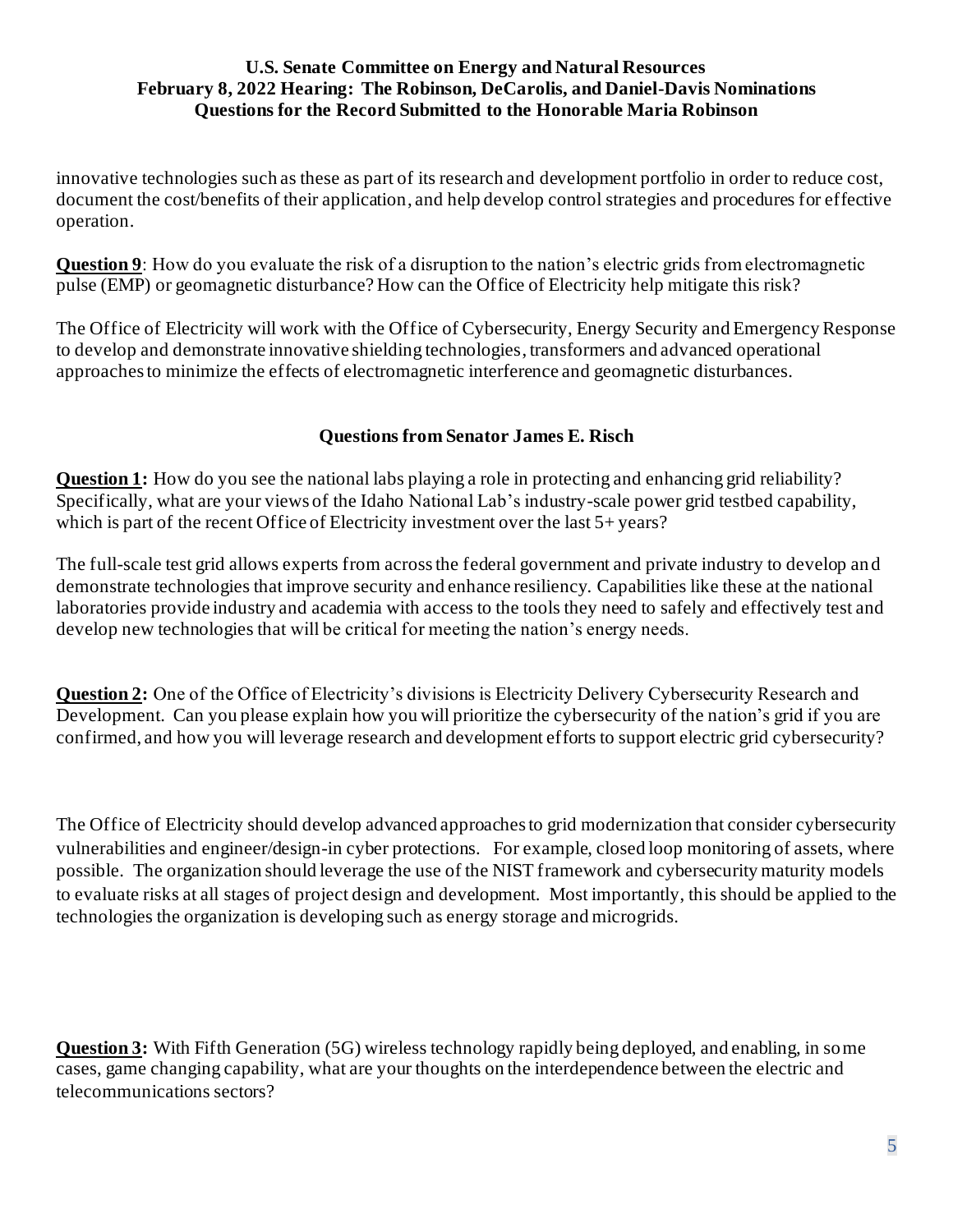innovative technologies such as these as part of its research and development portfolio in order to reduce cost, document the cost/benefits of their application, and help develop control strategies and procedures for effective operation.

**Question 9**: How do you evaluate the risk of a disruption to the nation's electric grids from electromagnetic pulse (EMP) or geomagnetic disturbance? How can the Office of Electricity help mitigate this risk?

The Office of Electricity will work with the Office of Cybersecurity, Energy Security and Emergency Response to develop and demonstrate innovative shielding technologies, transformers and advanced operational approaches to minimize the effects of electromagnetic interference and geomagnetic disturbances.

### Questions from Senator James E. Risch

**Question 1:** How do you see the national labs playing a role in protecting and enhancing grid reliability? Specifically, what are your views of the Idaho National Lab's industry-scale power grid testbed capability, which is part of the recent Office of Electricity investment over the last 5+ years?

The full-scale test grid allows experts from across the federal government and private industry to develop and demonstrate technologies that improve security and enhance resiliency. Capabilities like these at the national laboratories provide industry and academia with access to the tools they need to safely and effectively test and develop new technologies that will be critical for meeting the nation's energy needs.

**Question 2:** One of the Office of Electricity's divisions is Electricity Delivery Cybersecurity Research and Development. Can you please explain how you will prioritize the cybersecurity of the nation's grid if you are confirmed, and how you will leverage research and development efforts to support electric grid cybersecurity?

The Office of Electricity should develop advanced approaches to grid modernization that consider cybersecurity vulnerabilities and engineer/design-in cyber protections. For example, closed loop monitoring of assets, where possible. The organization should leverage the use of the NIST framework and cybersecurity maturity models to evaluate risks at all stages of project design and development. Most importantly, this should be applied to the technologies the organization is developing such as energy storage and microgrids.

**Question 3:** With Fifth Generation (5G) wireless technology rapidly being deployed, and enabling, in some cases, game changing capability, what are your thoughts on the interdependence between the electric and telecommunications sectors?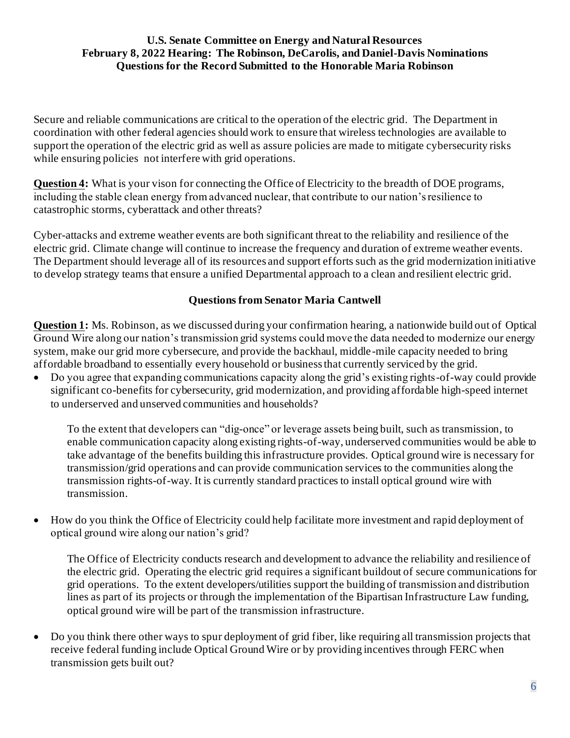**U.S. Senate Committee on Energy and Natural Resources**
**February 8, 2022 Hearing: The Robinson, DeCarolis, and Daniel-Davis Nominations**
**Questions for the Record Submitted to the Honorable Maria Robinson**

Secure and reliable communications are critical to the operation of the electric grid. The Department in coordination with other federal agencies should work to ensure that wireless technologies are available to support the operation of the electric grid as well as assure policies are made to mitigate cybersecurity risks while ensuring policies not interfere with grid operations.

**Question 4:** What is your vison for connecting the Office of Electricity to the breadth of DOE programs, including the stable clean energy from advanced nuclear, that contribute to our nation's resilience to catastrophic storms, cyberattack and other threats?

Cyber-attacks and extreme weather events are both significant threat to the reliability and resilience of the electric grid. Climate change will continue to increase the frequency and duration of extreme weather events. The Department should leverage all of its resources and support efforts such as the grid modernization initiative to develop strategy teams that ensure a unified Departmental approach to a clean and resilient electric grid.

### Questions from Senator Maria Cantwell

**Question 1:** Ms. Robinson, as we discussed during your confirmation hearing, a nationwide build out of Optical Ground Wire along our nation's transmission grid systems could move the data needed to modernize our energy system, make our grid more cybersecure, and provide the backhaul, middle-mile capacity needed to bring affordable broadband to essentially every household or business that currently serviced by the grid.

- Do you agree that expanding communications capacity along the grid's existing rights-of-way could provide significant co-benefits for cybersecurity, grid modernization, and providing affordable high-speed internet to underserved and unserved communities and households?

  To the extent that developers can "dig-once" or leverage assets being built, such as transmission, to enable communication capacity along existing rights-of-way, underserved communities would be able to take advantage of the benefits building this infrastructure provides. Optical ground wire is necessary for transmission/grid operations and can provide communication services to the communities along the transmission rights-of-way. It is currently standard practices to install optical ground wire with transmission.

- How do you think the Office of Electricity could help facilitate more investment and rapid deployment of optical ground wire along our nation's grid?

  The Office of Electricity conducts research and development to advance the reliability and resilience of the electric grid. Operating the electric grid requires a significant buildout of secure communications for grid operations. To the extent developers/utilities support the building of transmission and distribution lines as part of its projects or through the implementation of the Bipartisan Infrastructure Law funding, optical ground wire will be part of the transmission infrastructure.

- Do you think there other ways to spur deployment of grid fiber, like requiring all transmission projects that receive federal funding include Optical Ground Wire or by providing incentives through FERC when transmission gets built out?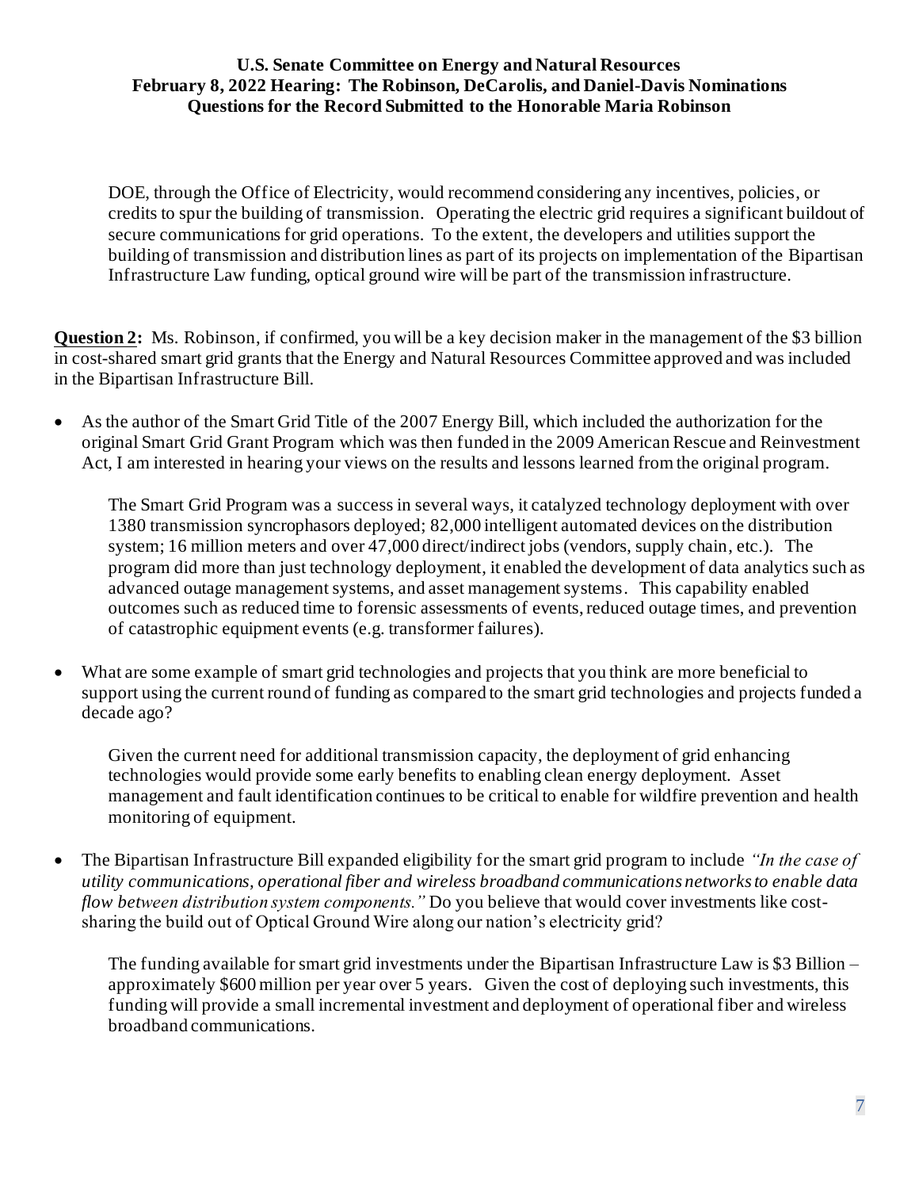DOE, through the Office of Electricity, would recommend considering any incentives, policies, or credits to spur the building of transmission. Operating the electric grid requires a significant buildout of secure communications for grid operations. To the extent, the developers and utilities support the building of transmission and distribution lines as part of its projects on implementation of the Bipartisan Infrastructure Law funding, optical ground wire will be part of the transmission infrastructure.

**Question 2:** Ms. Robinson, if confirmed, you will be a key decision maker in the management of the $3 billion in cost-shared smart grid grants that the Energy and Natural Resources Committee approved and was included in the Bipartisan Infrastructure Bill.

- As the author of the Smart Grid Title of the 2007 Energy Bill, which included the authorization for the original Smart Grid Grant Program which was then funded in the 2009 American Rescue and Reinvestment Act, I am interested in hearing your views on the results and lessons learned from the original program.

  The Smart Grid Program was a success in several ways, it catalyzed technology deployment with over 1380 transmission syncrophasors deployed; 82,000 intelligent automated devices on the distribution system; 16 million meters and over 47,000 direct/indirect jobs (vendors, supply chain, etc.). The program did more than just technology deployment, it enabled the development of data analytics such as advanced outage management systems, and asset management systems. This capability enabled outcomes such as reduced time to forensic assessments of events, reduced outage times, and prevention of catastrophic equipment events (e.g. transformer failures).

- What are some example of smart grid technologies and projects that you think are more beneficial to support using the current round of funding as compared to the smart grid technologies and projects funded a decade ago?

  Given the current need for additional transmission capacity, the deployment of grid enhancing technologies would provide some early benefits to enabling clean energy deployment. Asset management and fault identification continues to be critical to enable for wildfire prevention and health monitoring of equipment.

- The Bipartisan Infrastructure Bill expanded eligibility for the smart grid program to include *"In the case of utility communications, operational fiber and wireless broadband communications networks to enable data flow between distribution system components."* Do you believe that would cover investments like cost-sharing the build out of Optical Ground Wire along our nation's electricity grid?

  The funding available for smart grid investments under the Bipartisan Infrastructure Law is $3 Billion – approximately $600 million per year over 5 years. Given the cost of deploying such investments, this funding will provide a small incremental investment and deployment of operational fiber and wireless broadband communications.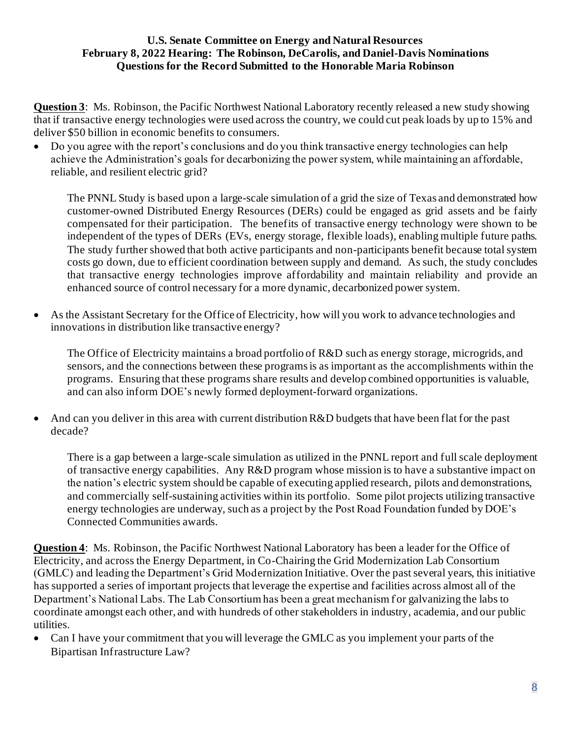**U.S. Senate Committee on Energy and Natural Resources**
**February 8, 2022 Hearing: The Robinson, DeCarolis, and Daniel-Davis Nominations**
**Questions for the Record Submitted to the Honorable Maria Robinson**

**Question 3**: Ms. Robinson, the Pacific Northwest National Laboratory recently released a new study showing that if transactive energy technologies were used across the country, we could cut peak loads by up to 15% and deliver $50 billion in economic benefits to consumers.

- Do you agree with the report's conclusions and do you think transactive energy technologies can help achieve the Administration's goals for decarbonizing the power system, while maintaining an affordable, reliable, and resilient electric grid?

  The PNNL Study is based upon a large-scale simulation of a grid the size of Texas and demonstrated how customer-owned Distributed Energy Resources (DERs) could be engaged as grid assets and be fairly compensated for their participation. The benefits of transactive energy technology were shown to be independent of the types of DERs (EVs, energy storage, flexible loads), enabling multiple future paths. The study further showed that both active participants and non-participants benefit because total system costs go down, due to efficient coordination between supply and demand. As such, the study concludes that transactive energy technologies improve affordability and maintain reliability and provide an enhanced source of control necessary for a more dynamic, decarbonized power system.

- As the Assistant Secretary for the Office of Electricity, how will you work to advance technologies and innovations in distribution like transactive energy?

  The Office of Electricity maintains a broad portfolio of R&D such as energy storage, microgrids, and sensors, and the connections between these programs is as important as the accomplishments within the programs. Ensuring that these programs share results and develop combined opportunities is valuable, and can also inform DOE's newly formed deployment-forward organizations.

- And can you deliver in this area with current distribution R&D budgets that have been flat for the past decade?

  There is a gap between a large-scale simulation as utilized in the PNNL report and full scale deployment of transactive energy capabilities. Any R&D program whose mission is to have a substantive impact on the nation's electric system should be capable of executing applied research, pilots and demonstrations, and commercially self-sustaining activities within its portfolio. Some pilot projects utilizing transactive energy technologies are underway, such as a project by the Post Road Foundation funded by DOE's Connected Communities awards.

**Question 4**: Ms. Robinson, the Pacific Northwest National Laboratory has been a leader for the Office of Electricity, and across the Energy Department, in Co-Chairing the Grid Modernization Lab Consortium (GMLC) and leading the Department's Grid Modernization Initiative. Over the past several years, this initiative has supported a series of important projects that leverage the expertise and facilities across almost all of the Department's National Labs. The Lab Consortium has been a great mechanism for galvanizing the labs to coordinate amongst each other, and with hundreds of other stakeholders in industry, academia, and our public utilities.

- Can I have your commitment that you will leverage the GMLC as you implement your parts of the Bipartisan Infrastructure Law?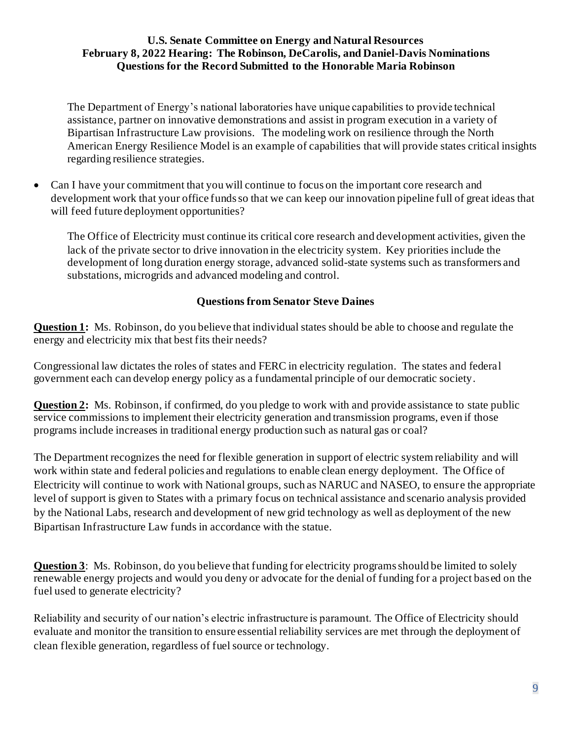The Department of Energy's national laboratories have unique capabilities to provide technical assistance, partner on innovative demonstrations and assist in program execution in a variety of Bipartisan Infrastructure Law provisions. The modeling work on resilience through the North American Energy Resilience Model is an example of capabilities that will provide states critical insights regarding resilience strategies.

- Can I have your commitment that you will continue to focus on the important core research and development work that your office funds so that we can keep our innovation pipeline full of great ideas that will feed future deployment opportunities?

  The Office of Electricity must continue its critical core research and development activities, given the lack of the private sector to drive innovation in the electricity system. Key priorities include the development of long duration energy storage, advanced solid-state systems such as transformers and substations, microgrids and advanced modeling and control.

### Questions from Senator Steve Daines

**Question 1:** Ms. Robinson, do you believe that individual states should be able to choose and regulate the energy and electricity mix that best fits their needs?

Congressional law dictates the roles of states and FERC in electricity regulation. The states and federal government each can develop energy policy as a fundamental principle of our democratic society.

**Question 2:** Ms. Robinson, if confirmed, do you pledge to work with and provide assistance to state public service commissions to implement their electricity generation and transmission programs, even if those programs include increases in traditional energy production such as natural gas or coal?

The Department recognizes the need for flexible generation in support of electric system reliability and will work within state and federal policies and regulations to enable clean energy deployment. The Office of Electricity will continue to work with National groups, such as NARUC and NASEO, to ensure the appropriate level of support is given to States with a primary focus on technical assistance and scenario analysis provided by the National Labs, research and development of new grid technology as well as deployment of the new Bipartisan Infrastructure Law funds in accordance with the statue.

**Question 3**: Ms. Robinson, do you believe that funding for electricity programs should be limited to solely renewable energy projects and would you deny or advocate for the denial of funding for a project based on the fuel used to generate electricity?

Reliability and security of our nation's electric infrastructure is paramount. The Office of Electricity should evaluate and monitor the transition to ensure essential reliability services are met through the deployment of clean flexible generation, regardless of fuel source or technology.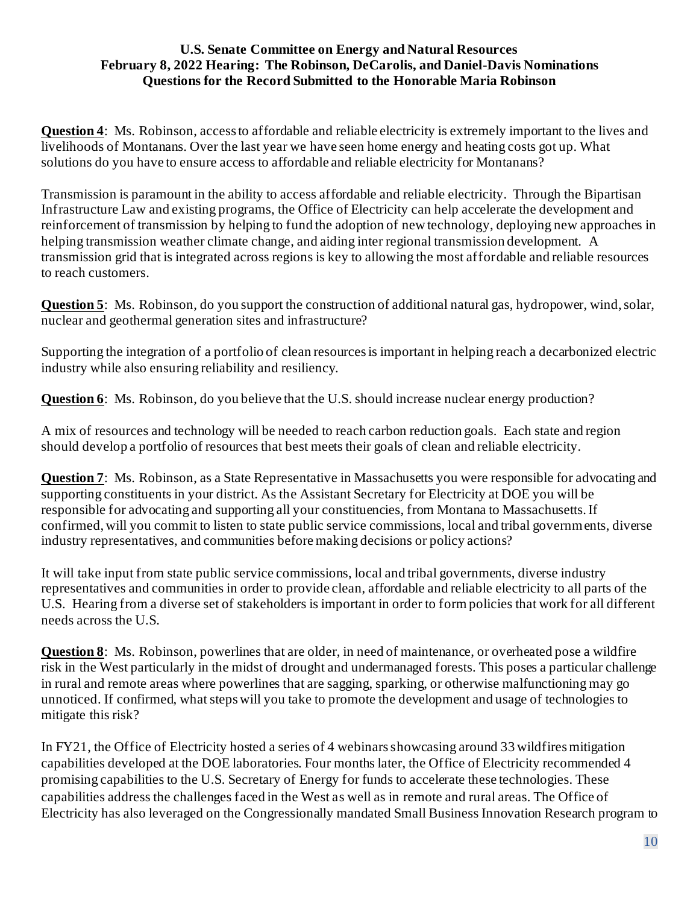**U.S. Senate Committee on Energy and Natural Resources**
**February 8, 2022 Hearing: The Robinson, DeCarolis, and Daniel-Davis Nominations**
**Questions for the Record Submitted to the Honorable Maria Robinson**

**Question 4**: Ms. Robinson, access to affordable and reliable electricity is extremely important to the lives and livelihoods of Montanans. Over the last year we have seen home energy and heating costs got up. What solutions do you have to ensure access to affordable and reliable electricity for Montanans?

Transmission is paramount in the ability to access affordable and reliable electricity. Through the Bipartisan Infrastructure Law and existing programs, the Office of Electricity can help accelerate the development and reinforcement of transmission by helping to fund the adoption of new technology, deploying new approaches in helping transmission weather climate change, and aiding inter regional transmission development. A transmission grid that is integrated across regions is key to allowing the most affordable and reliable resources to reach customers.

**Question 5**: Ms. Robinson, do you support the construction of additional natural gas, hydropower, wind, solar, nuclear and geothermal generation sites and infrastructure?

Supporting the integration of a portfolio of clean resources is important in helping reach a decarbonized electric industry while also ensuring reliability and resiliency.

**Question 6**: Ms. Robinson, do you believe that the U.S. should increase nuclear energy production?

A mix of resources and technology will be needed to reach carbon reduction goals. Each state and region should develop a portfolio of resources that best meets their goals of clean and reliable electricity.

**Question 7**: Ms. Robinson, as a State Representative in Massachusetts you were responsible for advocating and supporting constituents in your district. As the Assistant Secretary for Electricity at DOE you will be responsible for advocating and supporting all your constituencies, from Montana to Massachusetts. If confirmed, will you commit to listen to state public service commissions, local and tribal governments, diverse industry representatives, and communities before making decisions or policy actions?

It will take input from state public service commissions, local and tribal governments, diverse industry representatives and communities in order to provide clean, affordable and reliable electricity to all parts of the U.S. Hearing from a diverse set of stakeholders is important in order to form policies that work for all different needs across the U.S.

**Question 8**: Ms. Robinson, powerlines that are older, in need of maintenance, or overheated pose a wildfire risk in the West particularly in the midst of drought and undermanaged forests. This poses a particular challenge in rural and remote areas where powerlines that are sagging, sparking, or otherwise malfunctioning may go unnoticed. If confirmed, what steps will you take to promote the development and usage of technologies to mitigate this risk?

In FY21, the Office of Electricity hosted a series of 4 webinars showcasing around 33 wildfires mitigation capabilities developed at the DOE laboratories. Four months later, the Office of Electricity recommended 4 promising capabilities to the U.S. Secretary of Energy for funds to accelerate these technologies. These capabilities address the challenges faced in the West as well as in remote and rural areas. The Office of Electricity has also leveraged on the Congressionally mandated Small Business Innovation Research program to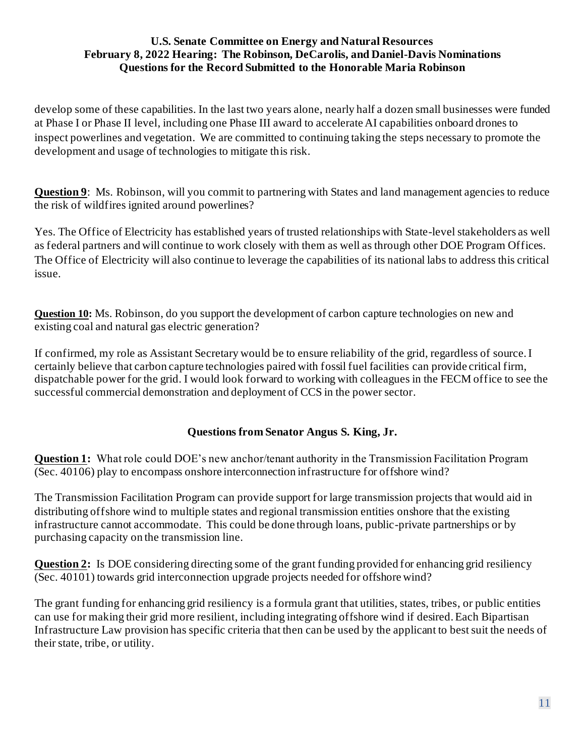develop some of these capabilities. In the last two years alone, nearly half a dozen small businesses were funded at Phase I or Phase II level, including one Phase III award to accelerate AI capabilities onboard drones to inspect powerlines and vegetation. We are committed to continuing taking the steps necessary to promote the development and usage of technologies to mitigate this risk.

**Question 9**: Ms. Robinson, will you commit to partnering with States and land management agencies to reduce the risk of wildfires ignited around powerlines?

Yes. The Office of Electricity has established years of trusted relationships with State-level stakeholders as well as federal partners and will continue to work closely with them as well as through other DOE Program Offices. The Office of Electricity will also continue to leverage the capabilities of its national labs to address this critical issue.

**Question 10:** Ms. Robinson, do you support the development of carbon capture technologies on new and existing coal and natural gas electric generation?

If confirmed, my role as Assistant Secretary would be to ensure reliability of the grid, regardless of source. I certainly believe that carbon capture technologies paired with fossil fuel facilities can provide critical firm, dispatchable power for the grid. I would look forward to working with colleagues in the FECM office to see the successful commercial demonstration and deployment of CCS in the power sector.

### Questions from Senator Angus S. King, Jr.

**Question 1:** What role could DOE's new anchor/tenant authority in the Transmission Facilitation Program (Sec. 40106) play to encompass onshore interconnection infrastructure for offshore wind?

The Transmission Facilitation Program can provide support for large transmission projects that would aid in distributing offshore wind to multiple states and regional transmission entities onshore that the existing infrastructure cannot accommodate. This could be done through loans, public-private partnerships or by purchasing capacity on the transmission line.

**Question 2:** Is DOE considering directing some of the grant funding provided for enhancing grid resiliency (Sec. 40101) towards grid interconnection upgrade projects needed for offshore wind?

The grant funding for enhancing grid resiliency is a formula grant that utilities, states, tribes, or public entities can use for making their grid more resilient, including integrating offshore wind if desired. Each Bipartisan Infrastructure Law provision has specific criteria that then can be used by the applicant to best suit the needs of their state, tribe, or utility.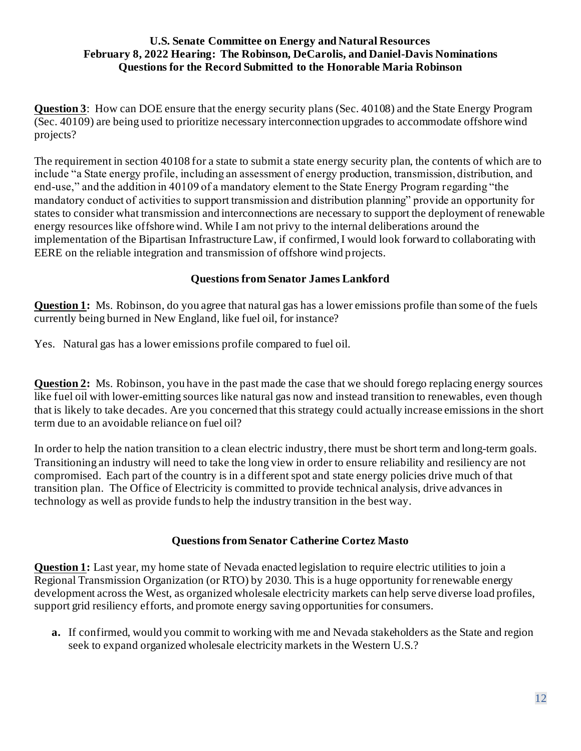**Question 3**: How can DOE ensure that the energy security plans (Sec. 40108) and the State Energy Program (Sec. 40109) are being used to prioritize necessary interconnection upgrades to accommodate offshore wind projects?

The requirement in section 40108 for a state to submit a state energy security plan, the contents of which are to include "a State energy profile, including an assessment of energy production, transmission, distribution, and end-use," and the addition in 40109 of a mandatory element to the State Energy Program regarding "the mandatory conduct of activities to support transmission and distribution planning" provide an opportunity for states to consider what transmission and interconnections are necessary to support the deployment of renewable energy resources like offshore wind. While I am not privy to the internal deliberations around the implementation of the Bipartisan Infrastructure Law, if confirmed, I would look forward to collaborating with EERE on the reliable integration and transmission of offshore wind projects.

### Questions from Senator James Lankford

**Question 1:** Ms. Robinson, do you agree that natural gas has a lower emissions profile than some of the fuels currently being burned in New England, like fuel oil, for instance?

Yes. Natural gas has a lower emissions profile compared to fuel oil.

**Question 2:** Ms. Robinson, you have in the past made the case that we should forego replacing energy sources like fuel oil with lower-emitting sources like natural gas now and instead transition to renewables, even though that is likely to take decades. Are you concerned that this strategy could actually increase emissions in the short term due to an avoidable reliance on fuel oil?

In order to help the nation transition to a clean electric industry, there must be short term and long-term goals. Transitioning an industry will need to take the long view in order to ensure reliability and resiliency are not compromised. Each part of the country is in a different spot and state energy policies drive much of that transition plan. The Office of Electricity is committed to provide technical analysis, drive advances in technology as well as provide funds to help the industry transition in the best way.

### Questions from Senator Catherine Cortez Masto

**Question 1:** Last year, my home state of Nevada enacted legislation to require electric utilities to join a Regional Transmission Organization (or RTO) by 2030. This is a huge opportunity for renewable energy development across the West, as organized wholesale electricity markets can help serve diverse load profiles, support grid resiliency efforts, and promote energy saving opportunities for consumers.

**a.** If confirmed, would you commit to working with me and Nevada stakeholders as the State and region seek to expand organized wholesale electricity markets in the Western U.S.?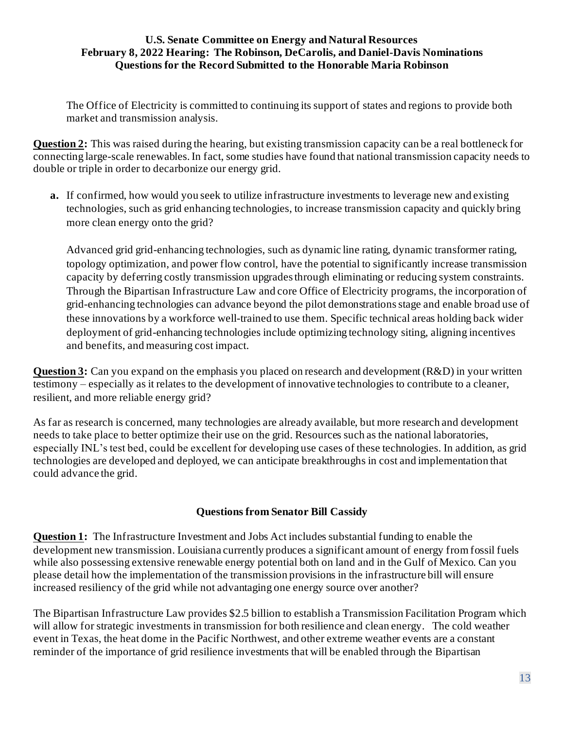The Office of Electricity is committed to continuing its support of states and regions to provide both market and transmission analysis.

**Question 2:** This was raised during the hearing, but existing transmission capacity can be a real bottleneck for connecting large-scale renewables. In fact, some studies have found that national transmission capacity needs to double or triple in order to decarbonize our energy grid.

**a.** If confirmed, how would you seek to utilize infrastructure investments to leverage new and existing technologies, such as grid enhancing technologies, to increase transmission capacity and quickly bring more clean energy onto the grid?

Advanced grid grid-enhancing technologies, such as dynamic line rating, dynamic transformer rating, topology optimization, and power flow control, have the potential to significantly increase transmission capacity by deferring costly transmission upgrades through eliminating or reducing system constraints. Through the Bipartisan Infrastructure Law and core Office of Electricity programs, the incorporation of grid-enhancing technologies can advance beyond the pilot demonstrations stage and enable broad use of these innovations by a workforce well-trained to use them. Specific technical areas holding back wider deployment of grid-enhancing technologies include optimizing technology siting, aligning incentives and benefits, and measuring cost impact.

**Question 3:** Can you expand on the emphasis you placed on research and development (R&D) in your written testimony – especially as it relates to the development of innovative technologies to contribute to a cleaner, resilient, and more reliable energy grid?

As far as research is concerned, many technologies are already available, but more research and development needs to take place to better optimize their use on the grid. Resources such as the national laboratories, especially INL's test bed, could be excellent for developing use cases of these technologies. In addition, as grid technologies are developed and deployed, we can anticipate breakthroughs in cost and implementation that could advance the grid.

## Questions from Senator Bill Cassidy

**Question 1:** The Infrastructure Investment and Jobs Act includes substantial funding to enable the development new transmission. Louisiana currently produces a significant amount of energy from fossil fuels while also possessing extensive renewable energy potential both on land and in the Gulf of Mexico. Can you please detail how the implementation of the transmission provisions in the infrastructure bill will ensure increased resiliency of the grid while not advantaging one energy source over another?

The Bipartisan Infrastructure Law provides $2.5 billion to establish a Transmission Facilitation Program which will allow for strategic investments in transmission for both resilience and clean energy. The cold weather event in Texas, the heat dome in the Pacific Northwest, and other extreme weather events are a constant reminder of the importance of grid resilience investments that will be enabled through the Bipartisan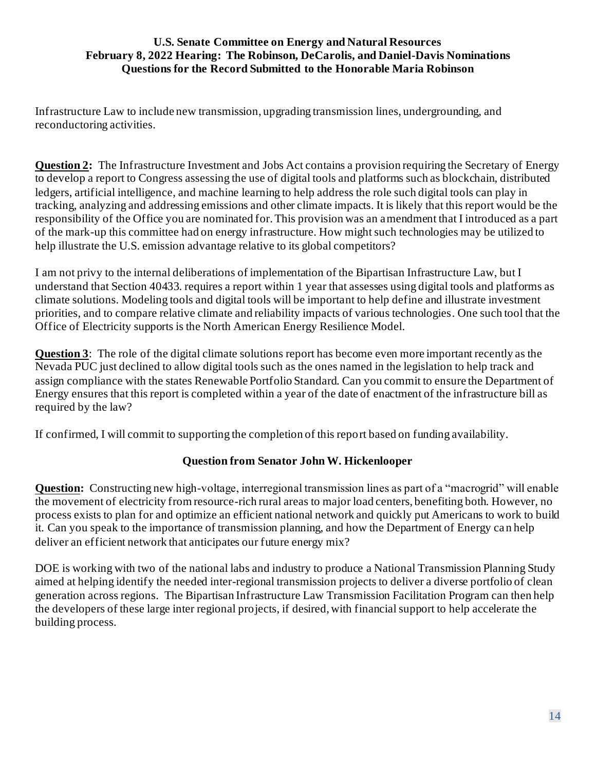Infrastructure Law to include new transmission, upgrading transmission lines, undergrounding, and reconductoring activities.

**Question 2:** The Infrastructure Investment and Jobs Act contains a provision requiring the Secretary of Energy to develop a report to Congress assessing the use of digital tools and platforms such as blockchain, distributed ledgers, artificial intelligence, and machine learning to help address the role such digital tools can play in tracking, analyzing and addressing emissions and other climate impacts. It is likely that this report would be the responsibility of the Office you are nominated for. This provision was an amendment that I introduced as a part of the mark-up this committee had on energy infrastructure. How might such technologies may be utilized to help illustrate the U.S. emission advantage relative to its global competitors?

I am not privy to the internal deliberations of implementation of the Bipartisan Infrastructure Law, but I understand that Section 40433. requires a report within 1 year that assesses using digital tools and platforms as climate solutions. Modeling tools and digital tools will be important to help define and illustrate investment priorities, and to compare relative climate and reliability impacts of various technologies. One such tool that the Office of Electricity supports is the North American Energy Resilience Model.

**Question 3**: The role of the digital climate solutions report has become even more important recently as the Nevada PUC just declined to allow digital tools such as the ones named in the legislation to help track and assign compliance with the states Renewable Portfolio Standard. Can you commit to ensure the Department of Energy ensures that this report is completed within a year of the date of enactment of the infrastructure bill as required by the law?

If confirmed, I will commit to supporting the completion of this report based on funding availability.

### Question from Senator John W. Hickenlooper

**Question:** Constructing new high-voltage, interregional transmission lines as part of a "macrogrid" will enable the movement of electricity from resource-rich rural areas to major load centers, benefiting both. However, no process exists to plan for and optimize an efficient national network and quickly put Americans to work to build it. Can you speak to the importance of transmission planning, and how the Department of Energy can help deliver an efficient network that anticipates our future energy mix?

DOE is working with two of the national labs and industry to produce a National Transmission Planning Study aimed at helping identify the needed inter-regional transmission projects to deliver a diverse portfolio of clean generation across regions. The Bipartisan Infrastructure Law Transmission Facilitation Program can then help the developers of these large inter regional projects, if desired, with financial support to help accelerate the building process.